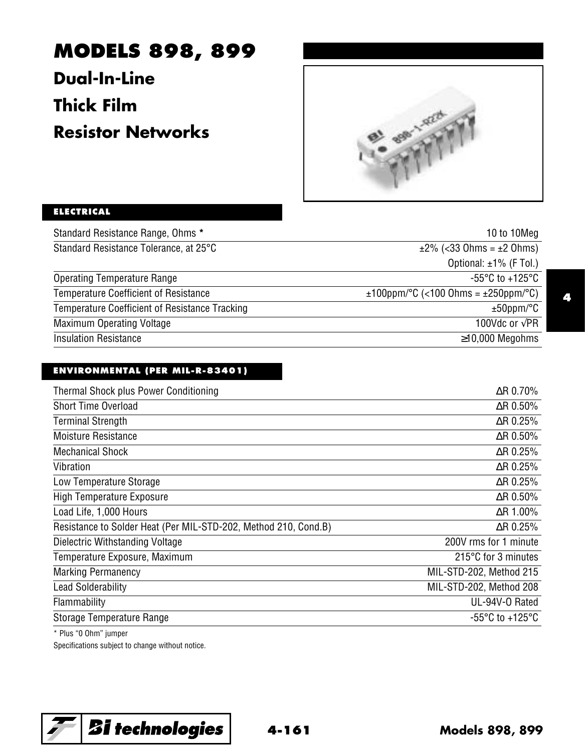# MODELS 898, 899

## Dual-In-Line Thick Film Resistor Networks

### ELECTRICAL

| | |
|---|---|
| Standard Resistance Range, Ohms * | 10 to 10Meg |
| Standard Resistance Tolerance, at 25°C | ±2% (<33 Ohms = ±2 Ohms)<br>Optional: ±1% (F Tol.) |
| Operating Temperature Range | -55°C to +125°C |
| Temperature Coefficient of Resistance | ±100ppm/°C (<100 Ohms = ±250ppm/°C) |
| Temperature Coefficient of Resistance Tracking | ±50ppm/°C |
| Maximum Operating Voltage | 100Vdc or √PR |
| Insulation Resistance | ≥10,000 Megohms |

### ENVIRONMENTAL (PER MIL-R-83401)

| | |
|---|---|
| Thermal Shock plus Power Conditioning | ΔR 0.70% |
| Short Time Overload | ΔR 0.50% |
| Terminal Strength | ΔR 0.25% |
| Moisture Resistance | ΔR 0.50% |
| Mechanical Shock | ΔR 0.25% |
| Vibration | ΔR 0.25% |
| Low Temperature Storage | ΔR 0.25% |
| High Temperature Exposure | ΔR 0.50% |
| Load Life, 1,000 Hours | ΔR 1.00% |
| Resistance to Solder Heat (Per MIL-STD-202, Method 210, Cond.B) | ΔR 0.25% |
| Dielectric Withstanding Voltage | 200V rms for 1 minute |
| Temperature Exposure, Maximum | 215°C for 3 minutes |
| Marking Permanency | MIL-STD-202, Method 215 |
| Lead Solderability | MIL-STD-202, Method 208 |
| Flammability | UL-94V-O Rated |
| Storage Temperature Range | -55°C to +125°C |

* Plus "0 Ohm" jumper

Specifications subject to change without notice.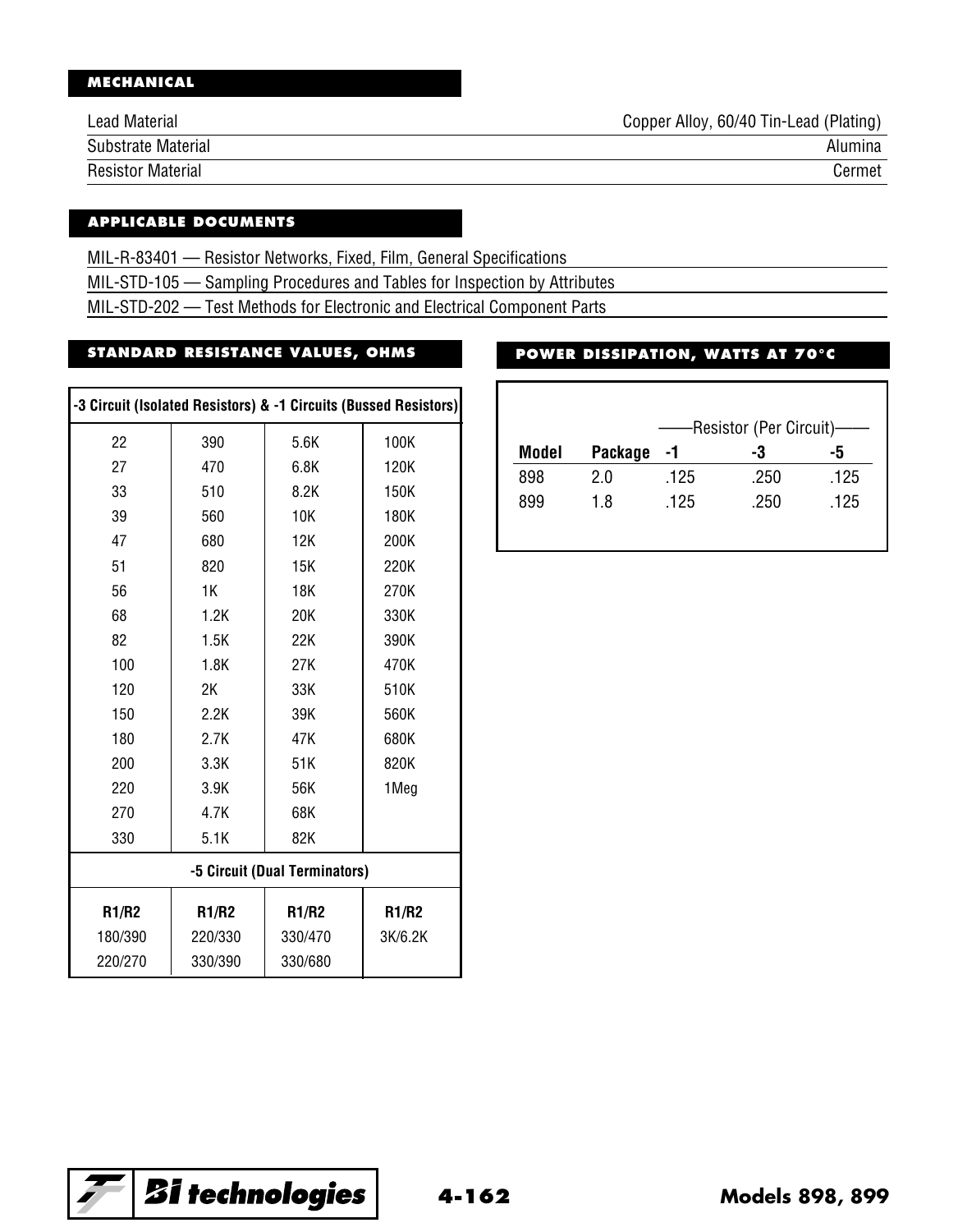## MECHANICAL

| | |
|---|---|
| Lead Material | Copper Alloy, 60/40 Tin-Lead (Plating) |
| Substrate Material | Alumina |
| Resistor Material | Cermet |

## APPLICABLE DOCUMENTS

MIL-R-83401 — Resistor Networks, Fixed, Film, General Specifications

MIL-STD-105 — Sampling Procedures and Tables for Inspection by Attributes

MIL-STD-202 — Test Methods for Electronic and Electrical Component Parts

## STANDARD RESISTANCE VALUES, OHMS

| -3 Circuit (Isolated Resistors) & -1 Circuits (Bussed Resistors) | | | |
|---|---|---|---|
| 22 | 390 | 5.6K | 100K |
| 27 | 470 | 6.8K | 120K |
| 33 | 510 | 8.2K | 150K |
| 39 | 560 | 10K | 180K |
| 47 | 680 | 12K | 200K |
| 51 | 820 | 15K | 220K |
| 56 | 1K | 18K | 270K |
| 68 | 1.2K | 20K | 330K |
| 82 | 1.5K | 22K | 390K |
| 100 | 1.8K | 27K | 470K |
| 120 | 2K | 33K | 510K |
| 150 | 2.2K | 39K | 560K |
| 180 | 2.7K | 47K | 680K |
| 200 | 3.3K | 51K | 820K |
| 220 | 3.9K | 56K | 1Meg |
| 270 | 4.7K | 68K | |
| 330 | 5.1K | 82K | |

| -5 Circuit (Dual Terminators) | | | |
|---|---|---|---|
| **R1/R2** | **R1/R2** | **R1/R2** | **R1/R2** |
| 180/390 | 220/330 | 330/470 | 3K/6.2K |
| 220/270 | 330/390 | 330/680 | |

## POWER DISSIPATION, WATTS AT 70°C

| | | Resistor (Per Circuit) | | |
|---|---|---|---|---|
| **Model** | **Package** | **-1** | **-3** | **-5** |
| 898 | 2.0 | .125 | .250 | .125 |
| 899 | 1.8 | .125 | .250 | .125 |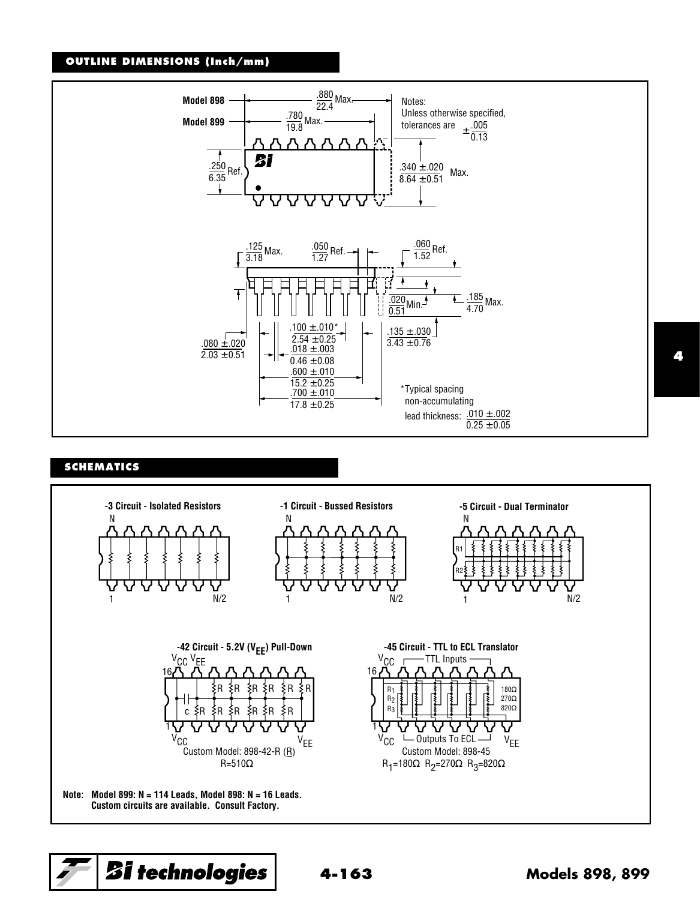## OUTLINE DIMENSIONS (Inch/mm)

Model 898 — .880/22.4 Max.

Model 899 — .780/19.8 Max.

Notes:
Unless otherwise specified, tolerances are ± .005/0.13

.250/6.35 Ref.

.340 ±.020 / 8.64 ±0.51 Max.

.125/3.18 Max.

.050/1.27 Ref.

.060/1.52 Ref.

.020/0.51 Min.

.185/4.70 Max.

.100 ±.010* / 2.54 ±0.25

.018 ±.003 / 0.46 ±0.08

.600 ±.010 / 15.2 ±0.25

.700 ±.010 / 17.8 ±0.25

.080 ±.020 / 2.03 ±0.51

.135 ±.030 / 3.43 ±0.76

*Typical spacing non-accumulating

lead thickness: .010 ±.002 / 0.25 ±0.05

## SCHEMATICS

**-3 Circuit - Isolated Resistors**

**-1 Circuit - Bussed Resistors**

**-5 Circuit - Dual Terminator**

**-42 Circuit - 5.2V ($V_{EE}$) Pull-Down**

Custom Model: 898-42-R (R)
R=510Ω

**-45 Circuit - TTL to ECL Translator**

TTL Inputs — Outputs To ECL

Custom Model: 898-45
$R_1$=180Ω $R_2$=270Ω $R_3$=820Ω

**Note: Model 899: N = 114 Leads, Model 898: N = 16 Leads.**
**Custom circuits are available. Consult Factory.**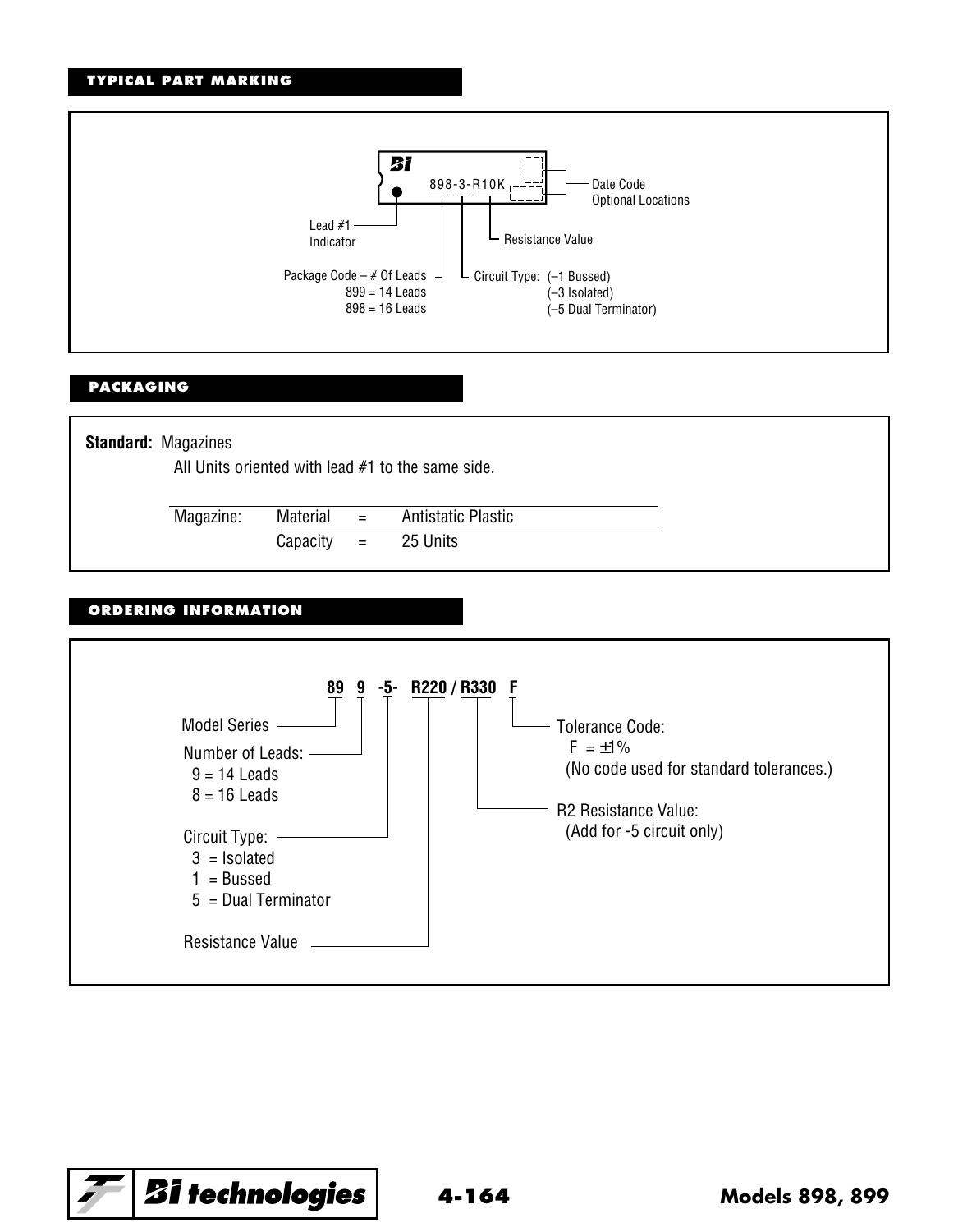## TYPICAL PART MARKING

BI

898-3-R10K

Lead #1 Indicator

Package Code – # Of Leads
899 = 14 Leads
898 = 16 Leads

Circuit Type: (–1 Bussed)
(–3 Isolated)
(–5 Dual Terminator)

Resistance Value

Date Code Optional Locations

## PACKAGING

**Standard:** Magazines

All Units oriented with lead #1 to the same side.

| | | | |
|---|---|---|---|
| Magazine: | Material | = | Antistatic Plastic |
| | Capacity | = | 25 Units |

## ORDERING INFORMATION

**89 9 -5- R220 / R330 F**

- Model Series: 89
- Number of Leads: 9
  - 9 = 14 Leads
  - 8 = 16 Leads
- Circuit Type: -5-
  - 3 = Isolated
  - 1 = Bussed
  - 5 = Dual Terminator
- Resistance Value: R220
- R2 Resistance Value: R330
  - (Add for -5 circuit only)
- Tolerance Code: F
  - F = ±1%
  - (No code used for standard tolerances.)